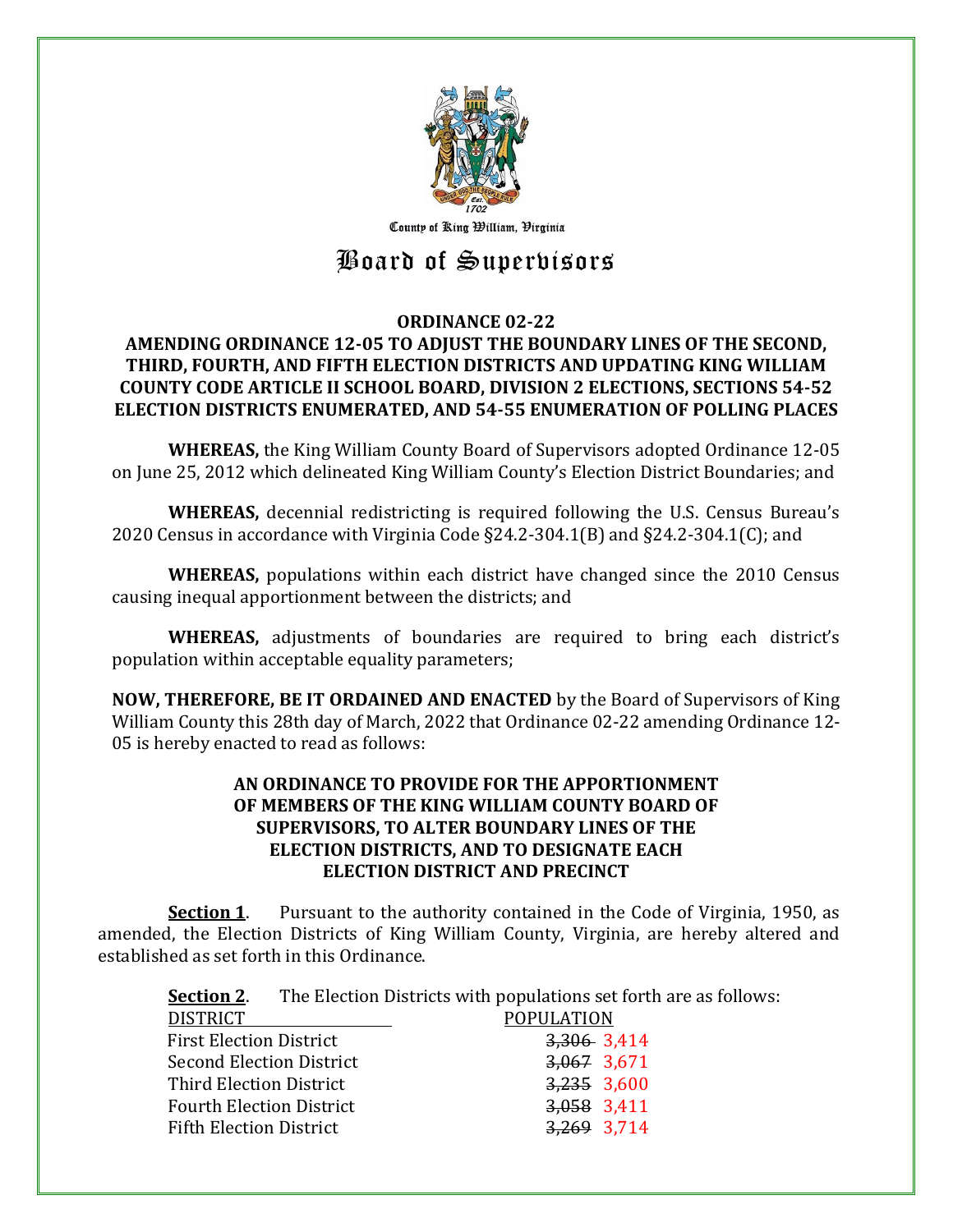County of King William, Virginia

# Board of Supervisors

**ORDINANCE 02-22**

**AMENDING ORDINANCE 12-05 TO ADJUST THE BOUNDARY LINES OF THE SECOND, THIRD, FOURTH, AND FIFTH ELECTION DISTRICTS AND UPDATING KING WILLIAM COUNTY CODE ARTICLE II SCHOOL BOARD, DIVISION 2 ELECTIONS, SECTIONS 54-52 ELECTION DISTRICTS ENUMERATED, AND 54-55 ENUMERATION OF POLLING PLACES**

**WHEREAS,** the King William County Board of Supervisors adopted Ordinance 12-05 on June 25, 2012 which delineated King William County's Election District Boundaries; and

**WHEREAS,** decennial redistricting is required following the U.S. Census Bureau's 2020 Census in accordance with Virginia Code §24.2-304.1(B) and §24.2-304.1(C); and

**WHEREAS,** populations within each district have changed since the 2010 Census causing inequal apportionment between the districts; and

**WHEREAS,** adjustments of boundaries are required to bring each district's population within acceptable equality parameters;

**NOW, THEREFORE, BE IT ORDAINED AND ENACTED** by the Board of Supervisors of King William County this 28th day of March, 2022 that Ordinance 02-22 amending Ordinance 12-05 is hereby enacted to read as follows:

**AN ORDINANCE TO PROVIDE FOR THE APPORTIONMENT OF MEMBERS OF THE KING WILLIAM COUNTY BOARD OF SUPERVISORS, TO ALTER BOUNDARY LINES OF THE ELECTION DISTRICTS, AND TO DESIGNATE EACH ELECTION DISTRICT AND PRECINCT**

**Section 1**. Pursuant to the authority contained in the Code of Virginia, 1950, as amended, the Election Districts of King William County, Virginia, are hereby altered and established as set forth in this Ordinance.

**Section 2**. The Election Districts with populations set forth are as follows:

| DISTRICT | POPULATION |
|---|---|
| First Election District | ~~3,306~~ 3,414 |
| Second Election District | ~~3,067~~ 3,671 |
| Third Election District | ~~3,235~~ 3,600 |
| Fourth Election District | ~~3,058~~ 3,411 |
| Fifth Election District | ~~3,269~~ 3,714 |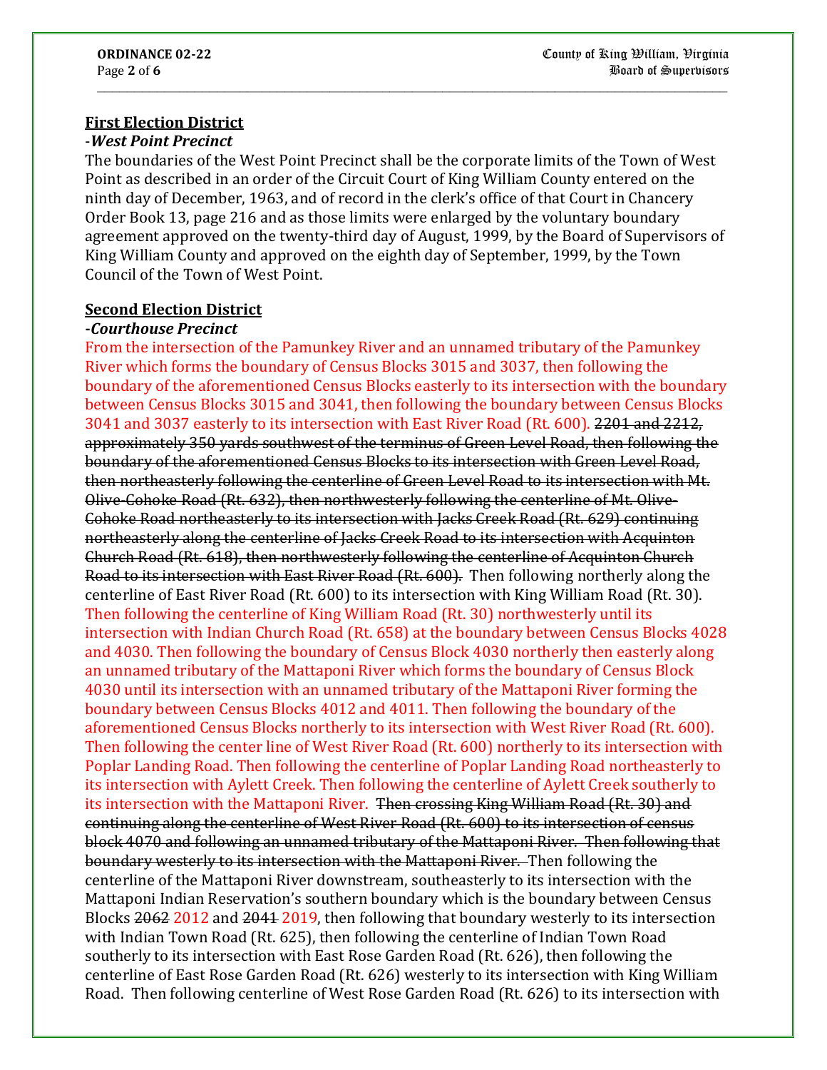**First Election District**

-***West Point Precinct***

The boundaries of the West Point Precinct shall be the corporate limits of the Town of West Point as described in an order of the Circuit Court of King William County entered on the ninth day of December, 1963, and of record in the clerk's office of that Court in Chancery Order Book 13, page 216 and as those limits were enlarged by the voluntary boundary agreement approved on the twenty-third day of August, 1999, by the Board of Supervisors of King William County and approved on the eighth day of September, 1999, by the Town Council of the Town of West Point.

**Second Election District**

***-Courthouse Precinct***

From the intersection of the Pamunkey River and an unnamed tributary of the Pamunkey River which forms the boundary of Census Blocks 3015 and 3037, then following the boundary of the aforementioned Census Blocks easterly to its intersection with the boundary between Census Blocks 3015 and 3041, then following the boundary between Census Blocks 3041 and 3037 easterly to its intersection with East River Road (Rt. 600). ~~2201 and 2212, approximately 350 yards southwest of the terminus of Green Level Road, then following the boundary of the aforementioned Census Blocks to its intersection with Green Level Road, then northeasterly following the centerline of Green Level Road to its intersection with Mt. Olive-Cohoke Road (Rt. 632), then northwesterly following the centerline of Mt. Olive-Cohoke Road northeasterly to its intersection with Jacks Creek Road (Rt. 629) continuing northeasterly along the centerline of Jacks Creek Road to its intersection with Acquinton Church Road (Rt. 618), then northwesterly following the centerline of Acquinton Church Road to its intersection with East River Road (Rt. 600).~~ Then following northerly along the centerline of East River Road (Rt. 600) to its intersection with King William Road (Rt. 30). Then following the centerline of King William Road (Rt. 30) northwesterly until its intersection with Indian Church Road (Rt. 658) at the boundary between Census Blocks 4028 and 4030. Then following the boundary of Census Block 4030 northerly then easterly along an unnamed tributary of the Mattaponi River which forms the boundary of Census Block 4030 until its intersection with an unnamed tributary of the Mattaponi River forming the boundary between Census Blocks 4012 and 4011. Then following the boundary of the aforementioned Census Blocks northerly to its intersection with West River Road (Rt. 600). Then following the center line of West River Road (Rt. 600) northerly to its intersection with Poplar Landing Road. Then following the centerline of Poplar Landing Road northeasterly to its intersection with Aylett Creek. Then following the centerline of Aylett Creek southerly to its intersection with the Mattaponi River. ~~Then crossing King William Road (Rt. 30) and continuing along the centerline of West River Road (Rt. 600) to its intersection of census block 4070 and following an unnamed tributary of the Mattaponi River. Then following that boundary westerly to its intersection with the Mattaponi River.~~ Then following the centerline of the Mattaponi River downstream, southeasterly to its intersection with the Mattaponi Indian Reservation's southern boundary which is the boundary between Census Blocks ~~2062~~ 2012 and ~~2041~~ 2019, then following that boundary westerly to its intersection with Indian Town Road (Rt. 625), then following the centerline of Indian Town Road southerly to its intersection with East Rose Garden Road (Rt. 626), then following the centerline of East Rose Garden Road (Rt. 626) westerly to its intersection with King William Road. Then following centerline of West Rose Garden Road (Rt. 626) to its intersection with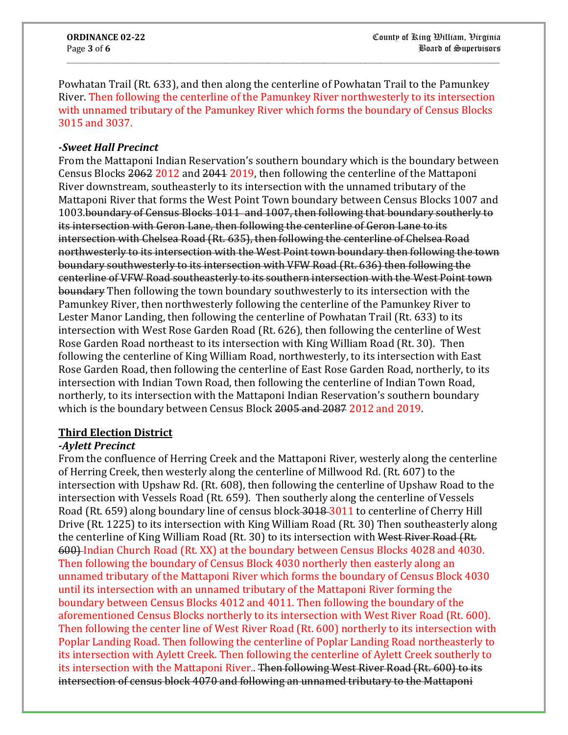Powhatan Trail (Rt. 633), and then along the centerline of Powhatan Trail to the Pamunkey River. Then following the centerline of the Pamunkey River northwesterly to its intersection with unnamed tributary of the Pamunkey River which forms the boundary of Census Blocks 3015 and 3037.

***-Sweet Hall Precinct***

From the Mattaponi Indian Reservation's southern boundary which is the boundary between Census Blocks ~~2062~~ 2012 and ~~2041~~ 2019, then following the centerline of the Mattaponi River downstream, southeasterly to its intersection with the unnamed tributary of the Mattaponi River that forms the West Point Town boundary between Census Blocks 1007 and 1003.~~boundary of Census Blocks 1011 and 1007, then following that boundary southerly to its intersection with Geron Lane, then following the centerline of Geron Lane to its intersection with Chelsea Road (Rt. 635), then following the centerline of Chelsea Road northwesterly to its intersection with the West Point town boundary then following the town boundary southwesterly to its intersection with VFW Road (Rt. 636) then following the centerline of VFW Road southeasterly to its southern intersection with the West Point town boundary~~ Then following the town boundary southwesterly to its intersection with the Pamunkey River, then northwesterly following the centerline of the Pamunkey River to Lester Manor Landing, then following the centerline of Powhatan Trail (Rt. 633) to its intersection with West Rose Garden Road (Rt. 626), then following the centerline of West Rose Garden Road northeast to its intersection with King William Road (Rt. 30). Then following the centerline of King William Road, northwesterly, to its intersection with East Rose Garden Road, then following the centerline of East Rose Garden Road, northerly, to its intersection with Indian Town Road, then following the centerline of Indian Town Road, northerly, to its intersection with the Mattaponi Indian Reservation's southern boundary which is the boundary between Census Block ~~2005 and 2087~~ 2012 and 2019.

## Third Election District

***-Aylett Precinct***

From the confluence of Herring Creek and the Mattaponi River, westerly along the centerline of Herring Creek, then westerly along the centerline of Millwood Rd. (Rt. 607) to the intersection with Upshaw Rd. (Rt. 608), then following the centerline of Upshaw Road to the intersection with Vessels Road (Rt. 659). Then southerly along the centerline of Vessels Road (Rt. 659) along boundary line of census block ~~3018~~ 3011 to centerline of Cherry Hill Drive (Rt. 1225) to its intersection with King William Road (Rt. 30) Then southeasterly along the centerline of King William Road (Rt. 30) to its intersection with ~~West River Road (Rt. 600)~~ Indian Church Road (Rt. XX) at the boundary between Census Blocks 4028 and 4030. Then following the boundary of Census Block 4030 northerly then easterly along an unnamed tributary of the Mattaponi River which forms the boundary of Census Block 4030 until its intersection with an unnamed tributary of the Mattaponi River forming the boundary between Census Blocks 4012 and 4011. Then following the boundary of the aforementioned Census Blocks northerly to its intersection with West River Road (Rt. 600). Then following the center line of West River Road (Rt. 600) northerly to its intersection with Poplar Landing Road. Then following the centerline of Poplar Landing Road northeasterly to its intersection with Aylett Creek. Then following the centerline of Aylett Creek southerly to its intersection with the Mattaponi River.. ~~Then following West River Road (Rt. 600) to its intersection of census block 4070 and following an unnamed tributary to the Mattaponi~~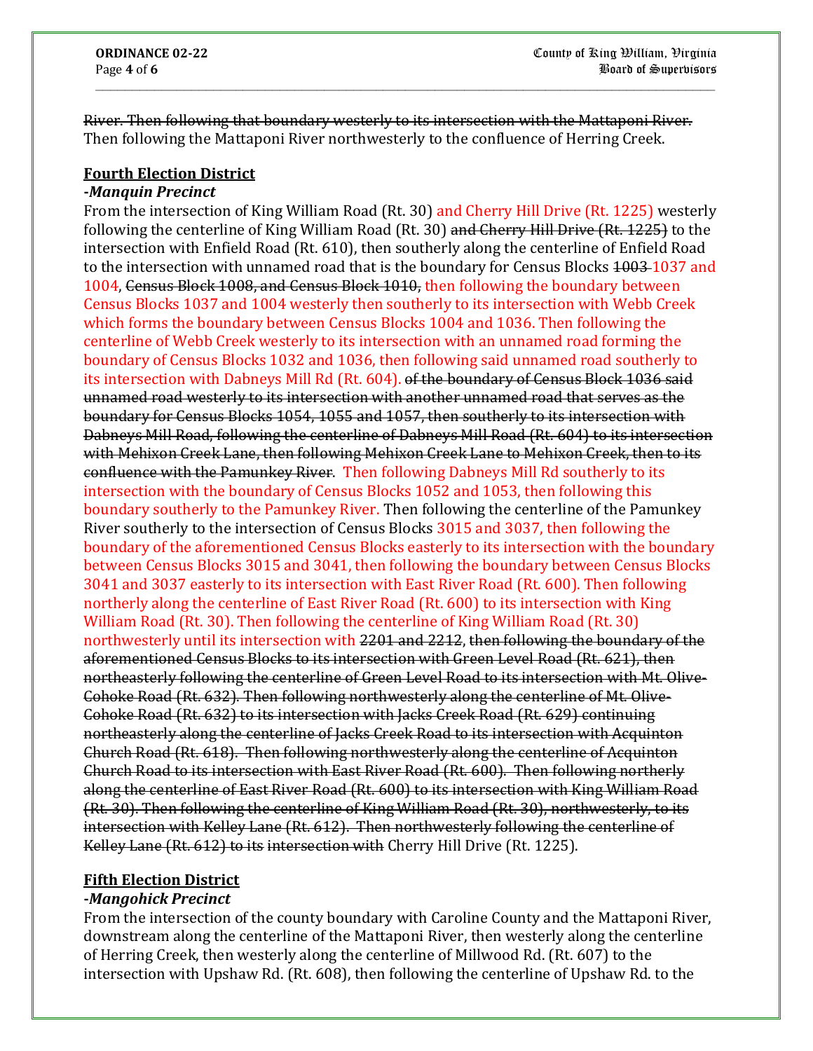~~River. Then following that boundary westerly to its intersection with the Mattaponi River.~~ Then following the Mattaponi River northwesterly to the confluence of Herring Creek.

**<u>Fourth Election District</u>**

***-Manquin Precinct***

From the intersection of King William Road (Rt. 30) and Cherry Hill Drive (Rt. 1225) westerly following the centerline of King William Road (Rt. 30) ~~and Cherry Hill Drive (Rt. 1225)~~ to the intersection with Enfield Road (Rt. 610), then southerly along the centerline of Enfield Road to the intersection with unnamed road that is the boundary for Census Blocks ~~1003~~ 1037 and 1004, ~~Census Block 1008, and Census Block 1010,~~ then following the boundary between Census Blocks 1037 and 1004 westerly then southerly to its intersection with Webb Creek which forms the boundary between Census Blocks 1004 and 1036. Then following the centerline of Webb Creek westerly to its intersection with an unnamed road forming the boundary of Census Blocks 1032 and 1036, then following said unnamed road southerly to its intersection with Dabneys Mill Rd (Rt. 604). ~~of the boundary of Census Block 1036 said unnamed road westerly to its intersection with another unnamed road that serves as the boundary for Census Blocks 1054, 1055 and 1057, then southerly to its intersection with Dabneys Mill Road, following the centerline of Dabneys Mill Road (Rt. 604) to its intersection with Mehixon Creek Lane, then following Mehixon Creek Lane to Mehixon Creek, then to its confluence with the Pamunkey River.~~ Then following Dabneys Mill Rd southerly to its intersection with the boundary of Census Blocks 1052 and 1053, then following this boundary southerly to the Pamunkey River. Then following the centerline of the Pamunkey River southerly to the intersection of Census Blocks 3015 and 3037, then following the boundary of the aforementioned Census Blocks easterly to its intersection with the boundary between Census Blocks 3015 and 3041, then following the boundary between Census Blocks 3041 and 3037 easterly to its intersection with East River Road (Rt. 600). Then following northerly along the centerline of East River Road (Rt. 600) to its intersection with King William Road (Rt. 30). Then following the centerline of King William Road (Rt. 30) northwesterly until its intersection with ~~2201 and 2212, then following the boundary of the aforementioned Census Blocks to its intersection with Green Level Road (Rt. 621), then northeasterly following the centerline of Green Level Road to its intersection with Mt. Olive-Cohoke Road (Rt. 632). Then following northwesterly along the centerline of Mt. Olive-Cohoke Road (Rt. 632) to its intersection with Jacks Creek Road (Rt. 629) continuing northeasterly along the centerline of Jacks Creek Road to its intersection with Acquinton Church Road (Rt. 618). Then following northwesterly along the centerline of Acquinton Church Road to its intersection with East River Road (Rt. 600). Then following northerly along the centerline of East River Road (Rt. 600) to its intersection with King William Road (Rt. 30). Then following the centerline of King William Road (Rt. 30), northwesterly, to its intersection with Kelley Lane (Rt. 612). Then northwesterly following the centerline of Kelley Lane (Rt. 612) to its intersection with~~ Cherry Hill Drive (Rt. 1225).

**<u>Fifth Election District</u>**

***-Mangohick Precinct***

From the intersection of the county boundary with Caroline County and the Mattaponi River, downstream along the centerline of the Mattaponi River, then westerly along the centerline of Herring Creek, then westerly along the centerline of Millwood Rd. (Rt. 607) to the intersection with Upshaw Rd. (Rt. 608), then following the centerline of Upshaw Rd. to the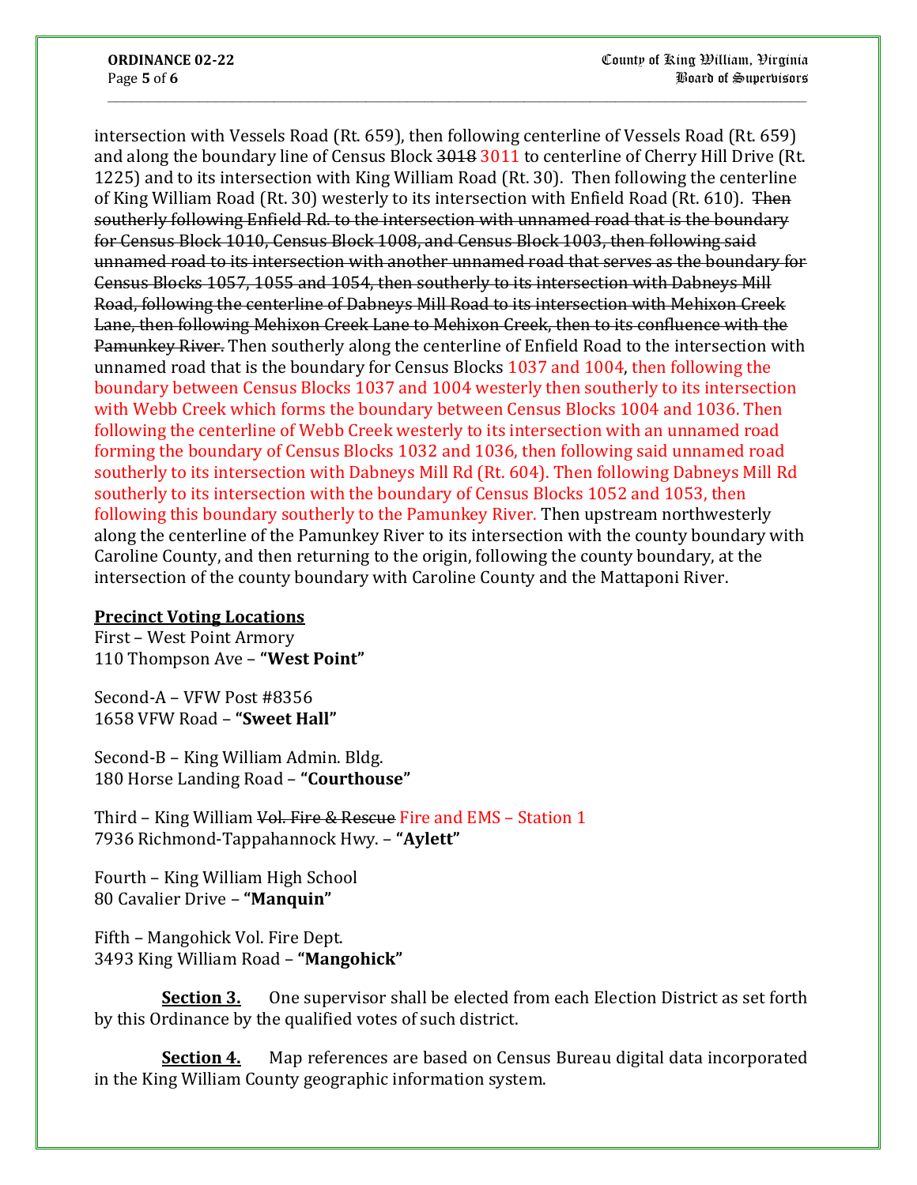intersection with Vessels Road (Rt. 659), then following centerline of Vessels Road (Rt. 659) and along the boundary line of Census Block ~~3018~~ 3011 to centerline of Cherry Hill Drive (Rt. 1225) and to its intersection with King William Road (Rt. 30). Then following the centerline of King William Road (Rt. 30) westerly to its intersection with Enfield Road (Rt. 610). ~~Then southerly following Enfield Rd. to the intersection with unnamed road that is the boundary for Census Block 1010, Census Block 1008, and Census Block 1003, then following said unnamed road to its intersection with another unnamed road that serves as the boundary for Census Blocks 1057, 1055 and 1054, then southerly to its intersection with Dabneys Mill Road, following the centerline of Dabneys Mill Road to its intersection with Mehixon Creek Lane, then following Mehixon Creek Lane to Mehixon Creek, then to its confluence with the Pamunkey River.~~ Then southerly along the centerline of Enfield Road to the intersection with unnamed road that is the boundary for Census Blocks 1037 and 1004, then following the boundary between Census Blocks 1037 and 1004 westerly then southerly to its intersection with Webb Creek which forms the boundary between Census Blocks 1004 and 1036. Then following the centerline of Webb Creek westerly to its intersection with an unnamed road forming the boundary of Census Blocks 1032 and 1036, then following said unnamed road southerly to its intersection with Dabneys Mill Rd (Rt. 604). Then following Dabneys Mill Rd southerly to its intersection with the boundary of Census Blocks 1052 and 1053, then following this boundary southerly to the Pamunkey River. Then upstream northwesterly along the centerline of the Pamunkey River to its intersection with the county boundary with Caroline County, and then returning to the origin, following the county boundary, at the intersection of the county boundary with Caroline County and the Mattaponi River.

**Precinct Voting Locations**

First – West Point Armory
110 Thompson Ave – **"West Point"**

Second-A – VFW Post #8356
1658 VFW Road – **"Sweet Hall"**

Second-B – King William Admin. Bldg.
180 Horse Landing Road – **"Courthouse"**

Third – King William ~~Vol. Fire & Rescue~~ Fire and EMS – Station 1
7936 Richmond-Tappahannock Hwy. – **"Aylett"**

Fourth – King William High School
80 Cavalier Drive – **"Manquin"**

Fifth – Mangohick Vol. Fire Dept.
3493 King William Road – **"Mangohick"**

**Section 3.** One supervisor shall be elected from each Election District as set forth by this Ordinance by the qualified votes of such district.

**Section 4.** Map references are based on Census Bureau digital data incorporated in the King William County geographic information system.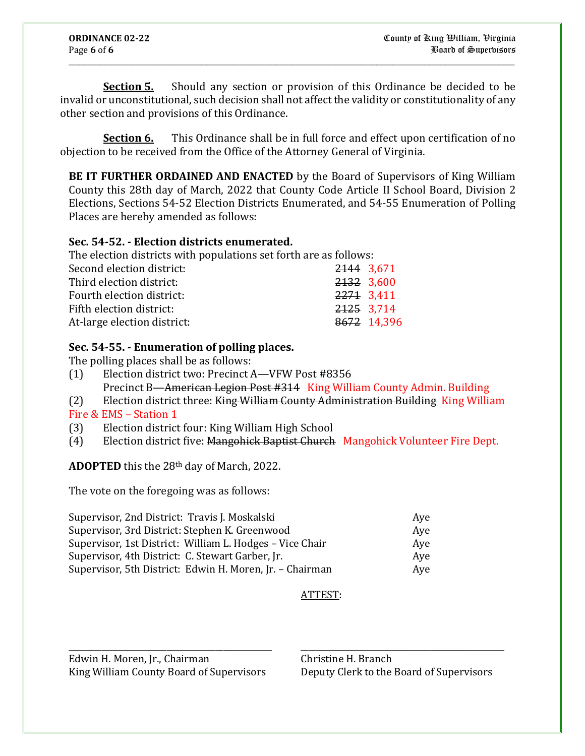**Section 5.** Should any section or provision of this Ordinance be decided to be invalid or unconstitutional, such decision shall not affect the validity or constitutionality of any other section and provisions of this Ordinance.

**Section 6.** This Ordinance shall be in full force and effect upon certification of no objection to be received from the Office of the Attorney General of Virginia.

**BE IT FURTHER ORDAINED AND ENACTED** by the Board of Supervisors of King William County this 28th day of March, 2022 that County Code Article II School Board, Division 2 Elections, Sections 54-52 Election Districts Enumerated, and 54-55 Enumeration of Polling Places are hereby amended as follows:

**Sec. 54-52. - Election districts enumerated.**

The election districts with populations set forth are as follows:

| | |
|---|---|
| Second election district: | ~~2144~~ 3,671 |
| Third election district: | ~~2132~~ 3,600 |
| Fourth election district: | ~~2271~~ 3,411 |
| Fifth election district: | ~~2125~~ 3,714 |
| At-large election district: | ~~8672~~ 14,396 |

**Sec. 54-55. - Enumeration of polling places.**

The polling places shall be as follows:

(1) Election district two: Precinct A—VFW Post #8356
Precinct B—~~American Legion Post #314~~ King William County Admin. Building

(2) Election district three: ~~King William County Administration Building~~ King William Fire & EMS – Station 1

(3) Election district four: King William High School

(4) Election district five: ~~Mangohick Baptist Church~~ Mangohick Volunteer Fire Dept.

**ADOPTED** this the 28th day of March, 2022.

The vote on the foregoing was as follows:

| | |
|---|---|
| Supervisor, 2nd District: Travis J. Moskalski | Aye |
| Supervisor, 3rd District: Stephen K. Greenwood | Aye |
| Supervisor, 1st District: William L. Hodges – Vice Chair | Aye |
| Supervisor, 4th District: C. Stewart Garber, Jr. | Aye |
| Supervisor, 5th District: Edwin H. Moren, Jr. – Chairman | Aye |

ATTEST:

\_\_\_\_\_\_\_\_\_\_\_\_\_\_\_\_\_\_\_\_\_\_\_\_\_\_\_\_\_\_\_\_\_\_\_\_\_\_\_\_
Edwin H. Moren, Jr., Chairman
King William County Board of Supervisors

\_\_\_\_\_\_\_\_\_\_\_\_\_\_\_\_\_\_\_\_\_\_\_\_\_\_\_\_\_\_\_\_\_\_\_\_\_\_\_\_
Christine H. Branch
Deputy Clerk to the Board of Supervisors